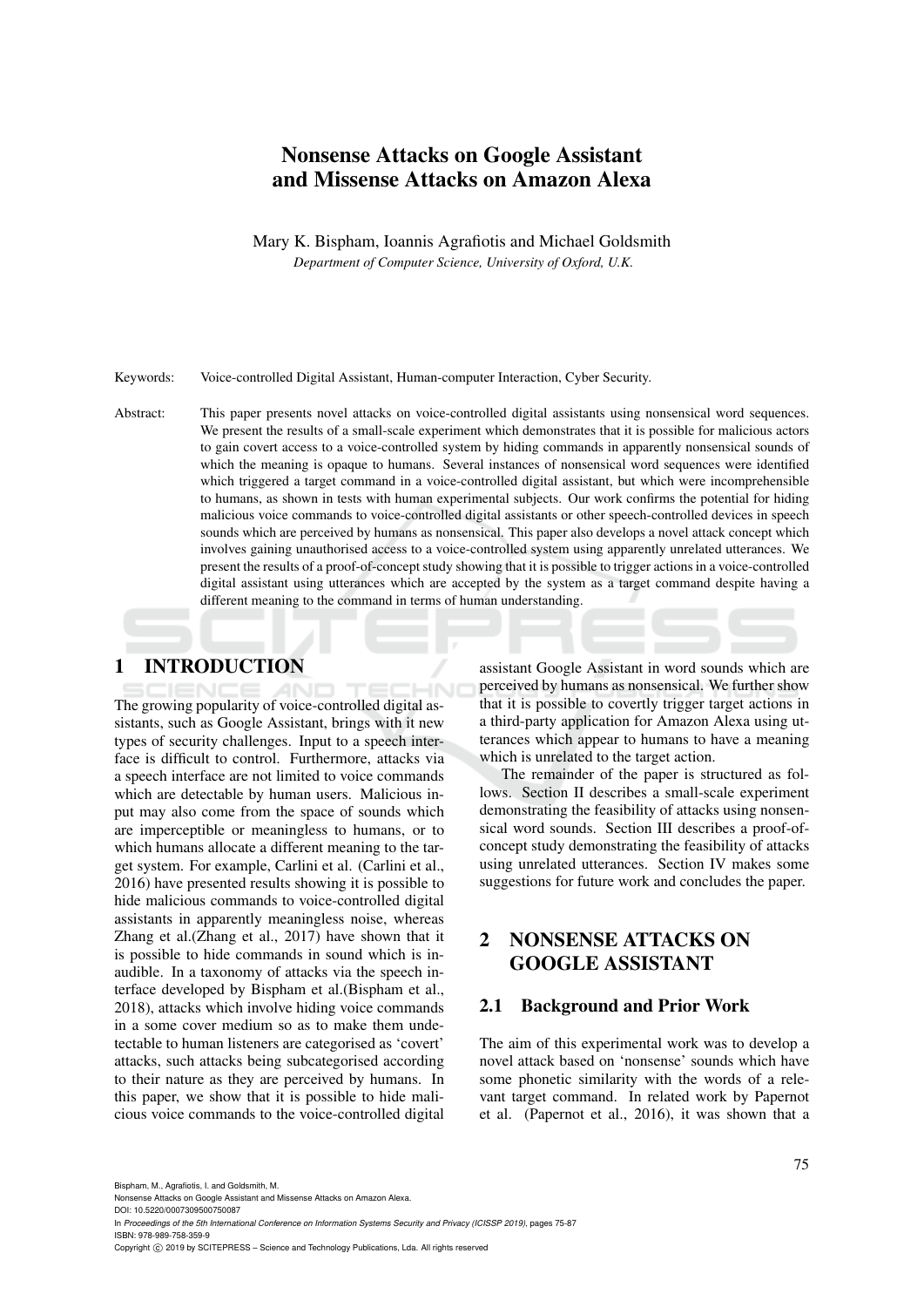# Nonsense Attacks on Google Assistant and Missense Attacks on Amazon Alexa

Mary K. Bispham, Ioannis Agrafiotis and Michael Goldsmith

*Department of Computer Science, University of Oxford, U.K.*

Keywords: Voice-controlled Digital Assistant, Human-computer Interaction, Cyber Security.

Abstract: This paper presents novel attacks on voice-controlled digital assistants using nonsensical word sequences. We present the results of a small-scale experiment which demonstrates that it is possible for malicious actors to gain covert access to a voice-controlled system by hiding commands in apparently nonsensical sounds of which the meaning is opaque to humans. Several instances of nonsensical word sequences were identified which triggered a target command in a voice-controlled digital assistant, but which were incomprehensible to humans, as shown in tests with human experimental subjects. Our work confirms the potential for hiding malicious voice commands to voice-controlled digital assistants or other speech-controlled devices in speech sounds which are perceived by humans as nonsensical. This paper also develops a novel attack concept which involves gaining unauthorised access to a voice-controlled system using apparently unrelated utterances. We present the results of a proof-of-concept study showing that it is possible to trigger actions in a voice-controlled digital assistant using utterances which are accepted by the system as a target command despite having a different meaning to the command in terms of human understanding.

## 1 INTRODUCTION

The growing popularity of voice-controlled digital assistants, such as Google Assistant, brings with it new types of security challenges. Input to a speech interface is difficult to control. Furthermore, attacks via a speech interface are not limited to voice commands which are detectable by human users. Malicious input may also come from the space of sounds which are imperceptible or meaningless to humans, or to which humans allocate a different meaning to the target system. For example, Carlini et al. (Carlini et al., 2016) have presented results showing it is possible to hide malicious commands to voice-controlled digital assistants in apparently meaningless noise, whereas Zhang et al.(Zhang et al., 2017) have shown that it is possible to hide commands in sound which is inaudible. In a taxonomy of attacks via the speech interface developed by Bispham et al.(Bispham et al., 2018), attacks which involve hiding voice commands in a some cover medium so as to make them undetectable to human listeners are categorised as 'covert' attacks, such attacks being subcategorised according to their nature as they are perceived by humans. In this paper, we show that it is possible to hide malicious voice commands to the voice-controlled digital assistant Google Assistant in word sounds which are perceived by humans as nonsensical. We further show that it is possible to covertly trigger target actions in a third-party application for Amazon Alexa using utterances which appear to humans to have a meaning which is unrelated to the target action.

The remainder of the paper is structured as follows. Section II describes a small-scale experiment demonstrating the feasibility of attacks using nonsensical word sounds. Section III describes a proof-of-concept study demonstrating the feasibility of attacks using unrelated utterances. Section IV makes some suggestions for future work and concludes the paper.

## 2 NONSENSE ATTACKS ON GOOGLE ASSISTANT

### 2.1 Background and Prior Work

The aim of this experimental work was to develop a novel attack based on 'nonsense' sounds which have some phonetic similarity with the words of a relevant target command. In related work by Papernot et al. (Papernot et al., 2016), it was shown that a

Bispham, M., Agrafiotis, I. and Goldsmith, M.
Nonsense Attacks on Google Assistant and Missense Attacks on Amazon Alexa.
DOI: 10.5220/0007309500750087
In *Proceedings of the 5th International Conference on Information Systems Security and Privacy (ICISSP 2019)*, pages 75-87
ISBN: 978-989-758-359-9
Copyright © 2019 by SCITEPRESS – Science and Technology Publications, Lda. All rights reserved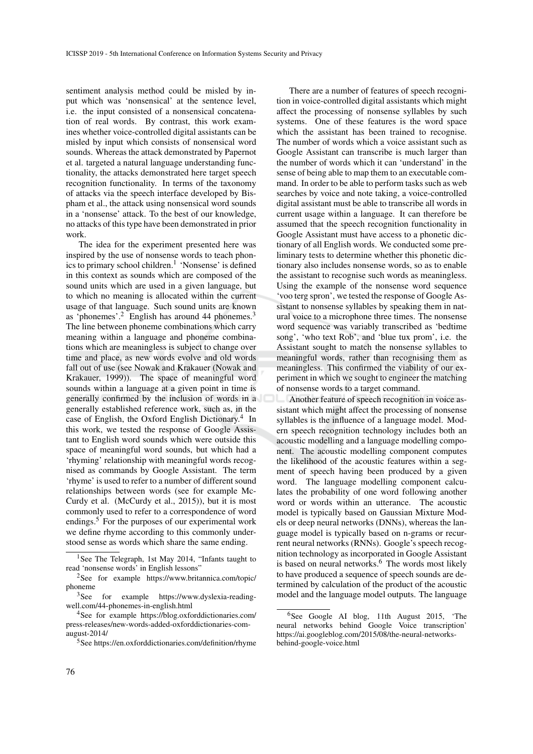sentiment analysis method could be misled by input which was 'nonsensical' at the sentence level, i.e. the input consisted of a nonsensical concatenation of real words. By contrast, this work examines whether voice-controlled digital assistants can be misled by input which consists of nonsensical word sounds. Whereas the attack demonstrated by Papernot et al. targeted a natural language understanding functionality, the attacks demonstrated here target speech recognition functionality. In terms of the taxonomy of attacks via the speech interface developed by Bispham et al., the attack using nonsensical word sounds in a 'nonsense' attack. To the best of our knowledge, no attacks of this type have been demonstrated in prior work.

The idea for the experiment presented here was inspired by the use of nonsense words to teach phonics to primary school children.[1] 'Nonsense' is defined in this context as sounds which are composed of the sound units which are used in a given language, but to which no meaning is allocated within the current usage of that language. Such sound units are known as 'phonemes'.[2] English has around 44 phonemes.[3] The line between phoneme combinations which carry meaning within a language and phoneme combinations which are meaningless is subject to change over time and place, as new words evolve and old words fall out of use (see Nowak and Krakauer (Nowak and Krakauer, 1999)). The space of meaningful word sounds within a language at a given point in time is generally confirmed by the inclusion of words in a generally established reference work, such as, in the case of English, the Oxford English Dictionary.[4] In this work, we tested the response of Google Assistant to English word sounds which were outside this space of meaningful word sounds, but which had a 'rhyming' relationship with meaningful words recognised as commands by Google Assistant. The term 'rhyme' is used to refer to a number of different sound relationships between words (see for example McCurdy et al. (McCurdy et al., 2015)), but it is most commonly used to refer to a correspondence of word endings.[5] For the purposes of our experimental work we define rhyme according to this commonly understood sense as words which share the same ending.

There are a number of features of speech recognition in voice-controlled digital assistants which might affect the processing of nonsense syllables by such systems. One of these features is the word space which the assistant has been trained to recognise. The number of words which a voice assistant such as Google Assistant can transcribe is much larger than the number of words which it can 'understand' in the sense of being able to map them to an executable command. In order to be able to perform tasks such as web searches by voice and note taking, a voice-controlled digital assistant must be able to transcribe all words in current usage within a language. It can therefore be assumed that the speech recognition functionality in Google Assistant must have access to a phonetic dictionary of all English words. We conducted some preliminary tests to determine whether this phonetic dictionary also includes nonsense words, so as to enable the assistant to recognise such words as meaningless. Using the example of the nonsense word sequence 'voo terg spron', we tested the response of Google Assistant to nonsense syllables by speaking them in natural voice to a microphone three times. The nonsense word sequence was variably transcribed as 'bedtime song', 'who text Rob', and 'blue tux prom', i.e. the Assistant sought to match the nonsense syllables to meaningful words, rather than recognising them as meaningless. This confirmed the viability of our experiment in which we sought to engineer the matching of nonsense words to a target command.

Another feature of speech recognition in voice assistant which might affect the processing of nonsense syllables is the influence of a language model. Modern speech recognition technology includes both an acoustic modelling and a language modelling component. The acoustic modelling component computes the likelihood of the acoustic features within a segment of speech having been produced by a given word. The language modelling component calculates the probability of one word following another word or words within an utterance. The acoustic model is typically based on Gaussian Mixture Models or deep neural networks (DNNs), whereas the language model is typically based on n-grams or recurrent neural networks (RNNs). Google's speech recognition technology as incorporated in Google Assistant is based on neural networks.[6] The words most likely to have produced a sequence of speech sounds are determined by calculation of the product of the acoustic model and the language model outputs. The language

---

[1] See The Telegraph, 1st May 2014, "Infants taught to read 'nonsense words' in English lessons"

[2] See for example https://www.britannica.com/topic/phoneme

[3] See for example https://www.dyslexia-reading-well.com/44-phonemes-in-english.html

[4] See for example https://blog.oxforddictionaries.com/press-releases/new-words-added-oxforddictionaries-com-august-2014/

[5] See https://en.oxforddictionaries.com/definition/rhyme

[6] See Google AI blog, 11th August 2015, 'The neural networks behind Google Voice transcription' https://ai.googleblog.com/2015/08/the-neural-networks-behind-google-voice.html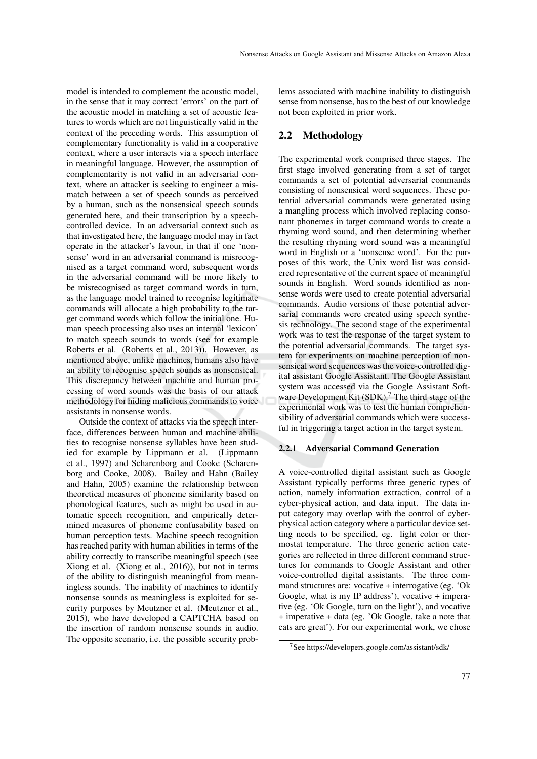model is intended to complement the acoustic model, in the sense that it may correct 'errors' on the part of the acoustic model in matching a set of acoustic features to words which are not linguistically valid in the context of the preceding words. This assumption of complementary functionality is valid in a cooperative context, where a user interacts via a speech interface in meaningful language. However, the assumption of complementarity is not valid in an adversarial context, where an attacker is seeking to engineer a mismatch between a set of speech sounds as perceived by a human, such as the nonsensical speech sounds generated here, and their transcription by a speech-controlled device. In an adversarial context such as that investigated here, the language model may in fact operate in the attacker's favour, in that if one 'nonsense' word in an adversarial command is misrecognised as a target command word, subsequent words in the adversarial command will be more likely to be misrecognised as target command words in turn, as the language model trained to recognise legitimate commands will allocate a high probability to the target command words which follow the initial one. Human speech processing also uses an internal 'lexicon' to match speech sounds to words (see for example Roberts et al. (Roberts et al., 2013)). However, as mentioned above, unlike machines, humans also have an ability to recognise speech sounds as nonsensical. This discrepancy between machine and human processing of word sounds was the basis of our attack methodology for hiding malicious commands to voice assistants in nonsense words.

Outside the context of attacks via the speech interface, differences between human and machine abilities to recognise nonsense syllables have been studied for example by Lippmann et al. (Lippmann et al., 1997) and Scharenborg and Cooke (Scharenborg and Cooke, 2008). Bailey and Hahn (Bailey and Hahn, 2005) examine the relationship between theoretical measures of phoneme similarity based on phonological features, such as might be used in automatic speech recognition, and empirically determined measures of phoneme confusability based on human perception tests. Machine speech recognition has reached parity with human abilities in terms of the ability correctly to transcribe meaningful speech (see Xiong et al. (Xiong et al., 2016)), but not in terms of the ability to distinguish meaningful from meaningless sounds. The inability of machines to identify nonsense sounds as meaningless is exploited for security purposes by Meutzner et al. (Meutzner et al., 2015), who have developed a CAPTCHA based on the insertion of random nonsense sounds in audio. The opposite scenario, i.e. the possible security problems associated with machine inability to distinguish sense from nonsense, has to the best of our knowledge not been exploited in prior work.

## 2.2 Methodology

The experimental work comprised three stages. The first stage involved generating from a set of target commands a set of potential adversarial commands consisting of nonsensical word sequences. These potential adversarial commands were generated using a mangling process which involved replacing consonant phonemes in target command words to create a rhyming word sound, and then determining whether the resulting rhyming word sound was a meaningful word in English or a 'nonsense word'. For the purposes of this work, the Unix word list was considered representative of the current space of meaningful sounds in English. Word sounds identified as nonsense words were used to create potential adversarial commands. Audio versions of these potential adversarial commands were created using speech synthesis technology. The second stage of the experimental work was to test the response of the target system to the potential adversarial commands. The target system for experiments on machine perception of nonsensical word sequences was the voice-controlled digital assistant Google Assistant. The Google Assistant system was accessed via the Google Assistant Software Development Kit (SDK).[7] The third stage of the experimental work was to test the human comprehensibility of adversarial commands which were successful in triggering a target action in the target system.

### 2.2.1 Adversarial Command Generation

A voice-controlled digital assistant such as Google Assistant typically performs three generic types of action, namely information extraction, control of a cyber-physical action, and data input. The data input category may overlap with the control of cyber-physical action category where a particular device setting needs to be specified, eg. light color or thermostat temperature. The three generic action categories are reflected in three different command structures for commands to Google Assistant and other voice-controlled digital assistants. The three command structures are: vocative + interrogative (eg. 'Ok Google, what is my IP address'), vocative + imperative (eg. 'Ok Google, turn on the light'), and vocative + imperative + data (eg. 'Ok Google, take a note that cats are great'). For our experimental work, we chose

[7] See https://developers.google.com/assistant/sdk/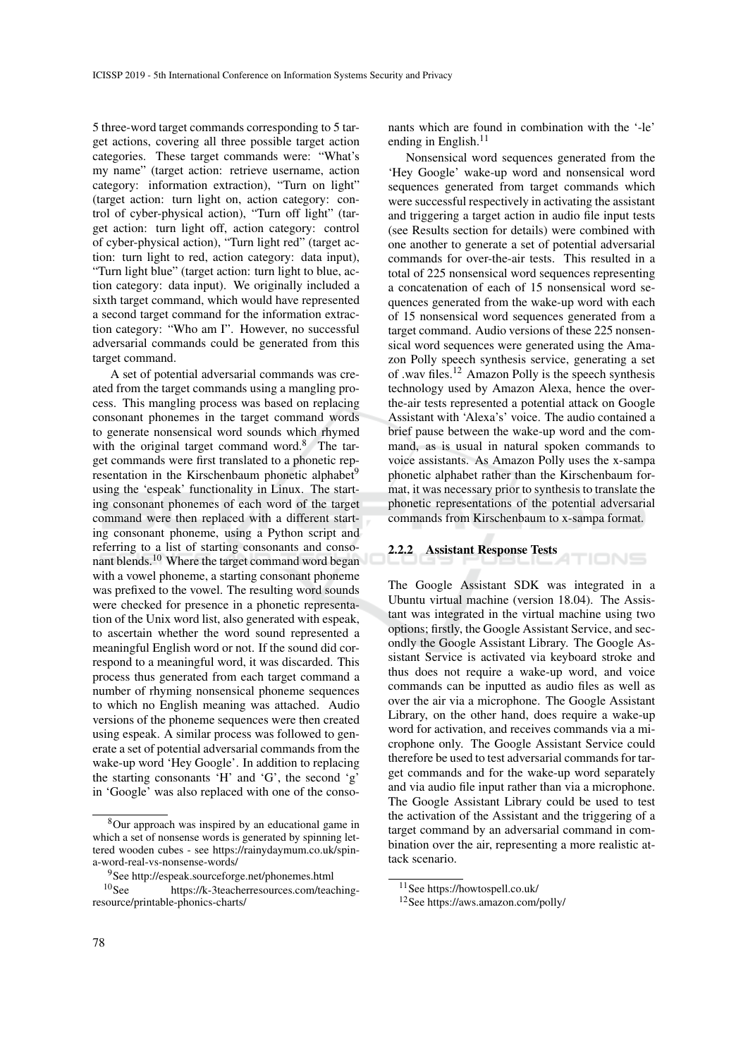5 three-word target commands corresponding to 5 target actions, covering all three possible target action categories. These target commands were: "What's my name" (target action: retrieve username, action category: information extraction), "Turn on light" (target action: turn light on, action category: control of cyber-physical action), "Turn off light" (target action: turn light off, action category: control of cyber-physical action), "Turn light red" (target action: turn light to red, action category: data input), "Turn light blue" (target action: turn light to blue, action category: data input). We originally included a sixth target command, which would have represented a second target command for the information extraction category: "Who am I". However, no successful adversarial commands could be generated from this target command.

A set of potential adversarial commands was created from the target commands using a mangling process. This mangling process was based on replacing consonant phonemes in the target command words to generate nonsensical word sounds which rhymed with the original target command word.[8] The target commands were first translated to a phonetic representation in the Kirschenbaum phonetic alphabet[9] using the 'espeak' functionality in Linux. The starting consonant phonemes of each word of the target command were then replaced with a different starting consonant phoneme, using a Python script and referring to a list of starting consonants and consonant blends.[10] Where the target command word began with a vowel phoneme, a starting consonant phoneme was prefixed to the vowel. The resulting word sounds were checked for presence in a phonetic representation of the Unix word list, also generated with espeak, to ascertain whether the word sound represented a meaningful English word or not. If the sound did correspond to a meaningful word, it was discarded. This process thus generated from each target command a number of rhyming nonsensical phoneme sequences to which no English meaning was attached. Audio versions of the phoneme sequences were then created using espeak. A similar process was followed to generate a set of potential adversarial commands from the wake-up word 'Hey Google'. In addition to replacing the starting consonants 'H' and 'G', the second 'g' in 'Google' was also replaced with one of the consonants which are found in combination with the '-le' ending in English.[11]

Nonsensical word sequences generated from the 'Hey Google' wake-up word and nonsensical word sequences generated from target commands which were successful respectively in activating the assistant and triggering a target action in audio file input tests (see Results section for details) were combined with one another to generate a set of potential adversarial commands for over-the-air tests. This resulted in a total of 225 nonsensical word sequences representing a concatenation of each of 15 nonsensical word sequences generated from the wake-up word with each of 15 nonsensical word sequences generated from a target command. Audio versions of these 225 nonsensical word sequences were generated using the Amazon Polly speech synthesis service, generating a set of .wav files.[12] Amazon Polly is the speech synthesis technology used by Amazon Alexa, hence the over-the-air tests represented a potential attack on Google Assistant with 'Alexa's' voice. The audio contained a brief pause between the wake-up word and the command, as is usual in natural spoken commands to voice assistants. As Amazon Polly uses the x-sampa phonetic alphabet rather than the Kirschenbaum format, it was necessary prior to synthesis to translate the phonetic representations of the potential adversarial commands from Kirschenbaum to x-sampa format.

#### 2.2.2 Assistant Response Tests

The Google Assistant SDK was integrated in a Ubuntu virtual machine (version 18.04). The Assistant was integrated in the virtual machine using two options; firstly, the Google Assistant Service, and secondly the Google Assistant Library. The Google Assistant Service is activated via keyboard stroke and thus does not require a wake-up word, and voice commands can be inputted as audio files as well as over the air via a microphone. The Google Assistant Library, on the other hand, does require a wake-up word for activation, and receives commands via a microphone only. The Google Assistant Service could therefore be used to test adversarial commands for target commands and for the wake-up word separately and via audio file input rather than via a microphone. The Google Assistant Library could be used to test the activation of the Assistant and the triggering of a target command by an adversarial command in combination over the air, representing a more realistic attack scenario.

---

[8] Our approach was inspired by an educational game in which a set of nonsense words is generated by spinning lettered wooden cubes - see https://rainydaymum.co.uk/spin-a-word-real-vs-nonsense-words/

[9] See http://espeak.sourceforge.net/phonemes.html

[10] See https://k-3teacherresources.com/teaching-resource/printable-phonics-charts/

[11] See https://howtospell.co.uk/

[12] See https://aws.amazon.com/polly/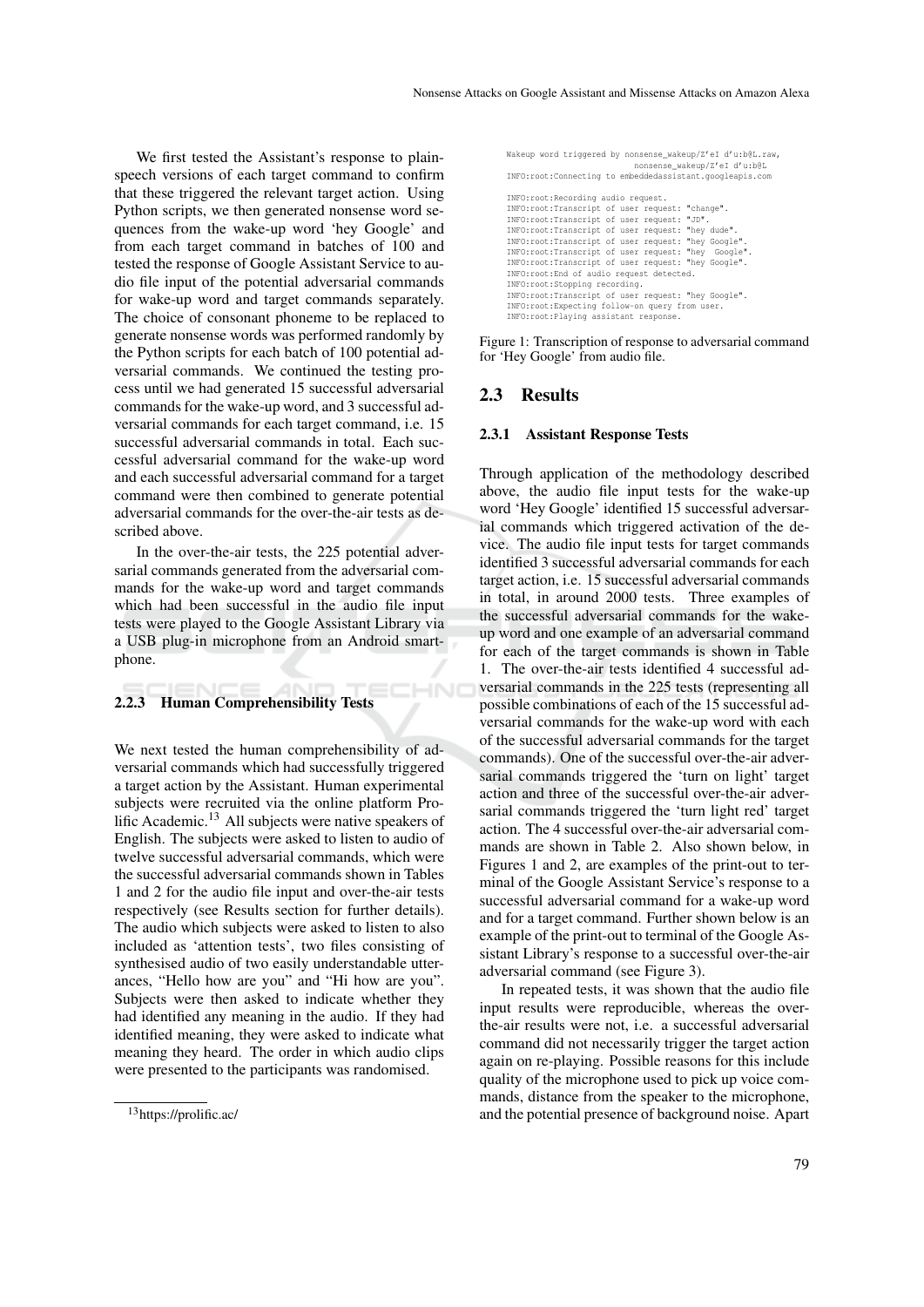We first tested the Assistant's response to plain-speech versions of each target command to confirm that these triggered the relevant target action. Using Python scripts, we then generated nonsense word sequences from the wake-up word 'hey Google' and from each target command in batches of 100 and tested the response of Google Assistant Service to audio file input of the potential adversarial commands for wake-up word and target commands separately. The choice of consonant phoneme to be replaced to generate nonsense words was performed randomly by the Python scripts for each batch of 100 potential adversarial commands. We continued the testing process until we had generated 15 successful adversarial commands for the wake-up word, and 3 successful adversarial commands for each target command, i.e. 15 successful adversarial commands in total. Each successful adversarial command for the wake-up word and each successful adversarial command for a target command were then combined to generate potential adversarial commands for the over-the-air tests as described above.

In the over-the-air tests, the 225 potential adversarial commands generated from the adversarial commands for the wake-up word and target commands which had been successful in the audio file input tests were played to the Google Assistant Library via a USB plug-in microphone from an Android smartphone.

### 2.2.3 Human Comprehensibility Tests

We next tested the human comprehensibility of adversarial commands which had successfully triggered a target action by the Assistant. Human experimental subjects were recruited via the online platform Prolific Academic.[13] All subjects were native speakers of English. The subjects were asked to listen to audio of twelve successful adversarial commands, which were the successful adversarial commands shown in Tables 1 and 2 for the audio file input and over-the-air tests respectively (see Results section for further details). The audio which subjects were asked to listen to also included as 'attention tests', two files consisting of synthesised audio of two easily understandable utterances, "Hello how are you" and "Hi how are you". Subjects were then asked to indicate whether they had identified any meaning in the audio. If they had identified meaning, they were asked to indicate what meaning they heard. The order in which audio clips were presented to the participants was randomised.

[13] https://prolific.ac/

```
Wakeup word triggered by nonsense_wakeup/Z'eI d'u:b@L.raw,
                         nonsense_wakeup/Z'eI d'u:b@L
INFO:root:Connecting to embeddedassistant.googleapis.com

INFO:root:Recording audio request.
INFO:root:Transcript of user request: "change".
INFO:root:Transcript of user request: "JD".
INFO:root:Transcript of user request: "hey dude".
INFO:root:Transcript of user request: "hey  Google".
INFO:root:Transcript of user request: "hey Google".
INFO:root:Transcript of user request: "hey Google".
INFO:root:End of audio request detected.
INFO:root:Stopping recording.
INFO:root:Transcript of user request: "hey Google".
INFO:root:Expecting follow-on query from user.
INFO:root:Playing assistant response.
```

Figure 1: Transcription of response to adversarial command for 'Hey Google' from audio file.

## 2.3 Results

### 2.3.1 Assistant Response Tests

Through application of the methodology described above, the audio file input tests for the wake-up word 'Hey Google' identified 15 successful adversarial commands which triggered activation of the device. The audio file input tests for target commands identified 3 successful adversarial commands for each target action, i.e. 15 successful adversarial commands in total, in around 2000 tests. Three examples of the successful adversarial commands for the wake-up word and one example of an adversarial command for each of the target commands is shown in Table 1. The over-the-air tests identified 4 successful adversarial commands in the 225 tests (representing all possible combinations of each of the 15 successful adversarial commands for the wake-up word with each of the successful adversarial commands for the target commands). One of the successful over-the-air adversarial commands triggered the 'turn on light' target action and three of the successful over-the-air adversarial commands triggered the 'turn light red' target action. The 4 successful over-the-air adversarial commands are shown in Table 2. Also shown below, in Figures 1 and 2, are examples of the print-out to terminal of the Google Assistant Service's response to a successful adversarial command for a wake-up word and for a target command. Further shown below is an example of the print-out to terminal of the Google Assistant Library's response to a successful over-the-air adversarial command (see Figure 3).

In repeated tests, it was shown that the audio file input results were reproducible, whereas the over-the-air results were not, i.e. a successful adversarial command did not necessarily trigger the target action again on re-playing. Possible reasons for this include quality of the microphone used to pick up voice commands, distance from the speaker to the microphone, and the potential presence of background noise. Apart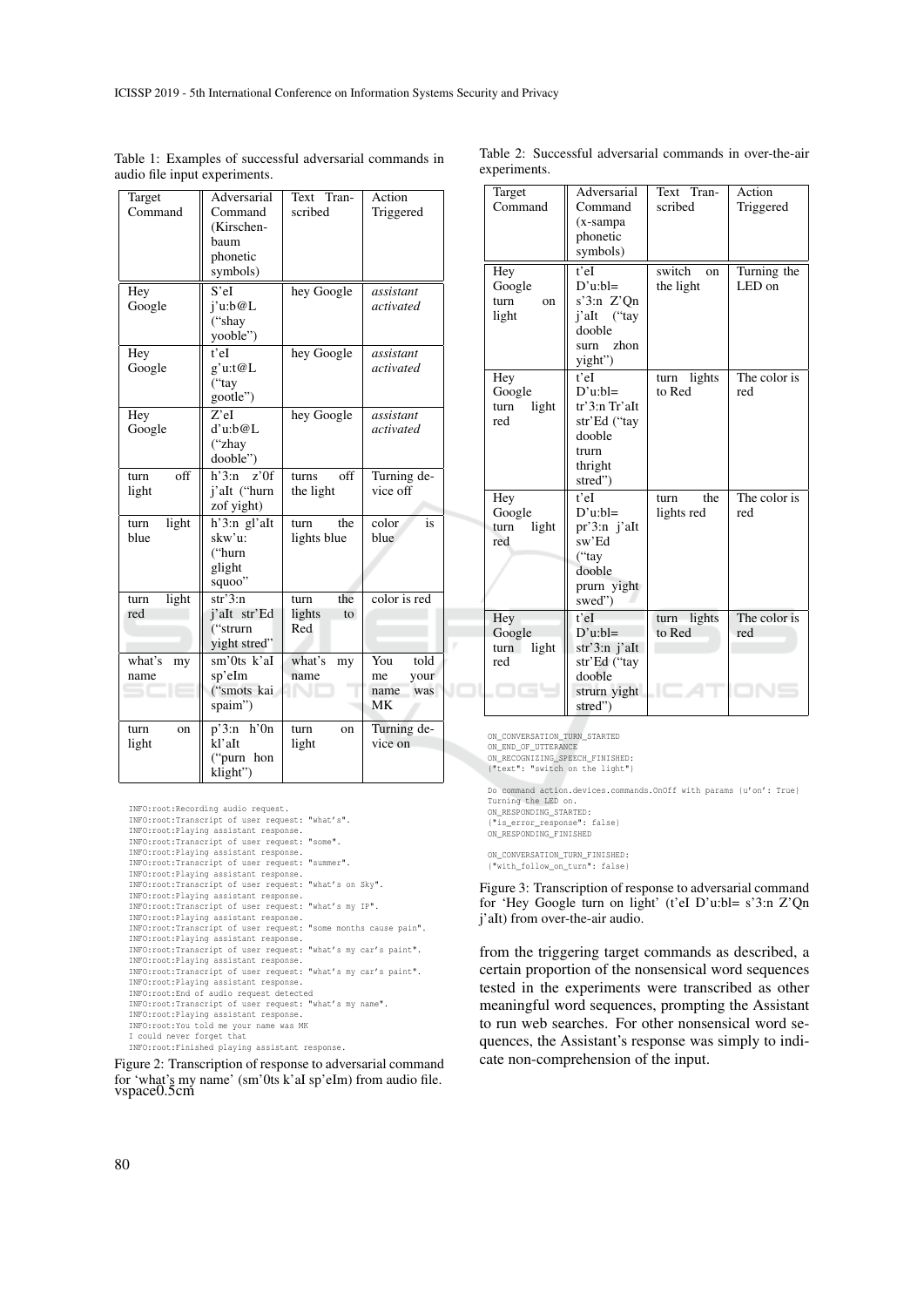Table 1: Examples of successful adversarial commands in audio file input experiments.

| Target Command | Adversarial Command (Kirschenbaum phonetic symbols) | Text Transcribed | Action Triggered |
|---|---|---|---|
| Hey Google | S'eI j'u:b@L ("shay yooble") | hey Google | *assistant activated* |
| Hey Google | t'eI g'u:t@L ("tay gootle") | hey Google | *assistant activated* |
| Hey Google | Z'eI d'u:b@L ("zhay dooble") | hey Google | *assistant activated* |
| turn off light | h'3:n z'0f j'aIt ("hurn zof yight) | turns off the light | Turning device off |
| turn light blue | h'3:n gl'aIt skw'u: ("hurn glight squoo" | turn the lights blue | color is blue |
| turn light red | str'3:n j'aIt str'Ed ("strurn yight stred" | turn the lights to Red | color is red |
| what's my name | sm'0ts k'aI sp'eIm ("smots kai spaim") | what's my name | You told me your name was MK |
| turn on light | p'3:n h'0n kl'aIt ("purn hon klight") | turn on light | Turning device on |

```
INFO:root:Recording audio request.
INFO:root:Transcript of user request: "what's".
INFO:root:Playing assistant response.
INFO:root:Transcript of user request: "some".
INFO:root:Playing assistant response.
INFO:root:Transcript of user request: "summer".
INFO:root:Playing assistant response.
INFO:root:Transcript of user request: "what's on Sky".
INFO:root:Playing assistant response.
INFO:root:Transcript of user request: "what's my IP".
INFO:root:Playing assistant response.
INFO:root:Transcript of user request: "some months cause pain".
INFO:root:Playing assistant response.
INFO:root:Transcript of user request: "what's my car's paint".
INFO:root:Playing assistant response.
INFO:root:Transcript of user request: "what's my car's paint".
INFO:root:Playing assistant response.
INFO:root:End of audio request detected
INFO:root:Transcript of user request: "what's my name".
INFO:root:Playing assistant response.
INFO:root:You told me your name was MK
I could never forget that
INFO:root:Finished playing assistant response.
```

Figure 2: Transcription of response to adversarial command for 'what's my name' (sm'0ts k'aI sp'eIm) from audio file. vspace0.5cm

Table 2: Successful adversarial commands in over-the-air experiments.

| Target Command | Adversarial Command (x-sampa phonetic symbols) | Text Transcribed | Action Triggered |
|---|---|---|---|
| Hey Google turn on light | t'eI D'u:bl= s'3:n Z'Qn j'aIt ("tay dooble surn zhon yight") | switch on the light | Turning the LED on |
| Hey Google turn light red | t'eI D'u:bl= tr'3:n Tr'aIt str'Ed ("tay dooble trurn thright stred") | turn lights to Red | The color is red |
| Hey Google turn light red | t'eI D'u:bl= pr'3:n j'aIt sw'Ed ("tay dooble prurn yight swed") | turn the lights red | The color is red |
| Hey Google turn light red | t'eI D'u:bl= str'3:n j'aIt str'Ed ("tay dooble strurn yight stred") | turn lights to Red | The color is red |

```
ON_CONVERSATION_TURN_STARTED
ON_END_OF_UTTERANCE
ON_RECOGNIZING_SPEECH_FINISHED:
{"text": "switch on the light"}

Do command action.devices.commands.OnOff with params {u'on': True}
Turning the LED on.
ON_RESPONDING_STARTED:
{"is_error_response": false}
ON_RESPONDING_FINISHED

ON_CONVERSATION_TURN_FINISHED:
{"with_follow_on_turn": false}
```

Figure 3: Transcription of response to adversarial command for 'Hey Google turn on light' (t'eI D'u:bl= s'3:n Z'Qn j'aIt) from over-the-air audio.

from the triggering target commands as described, a certain proportion of the nonsensical word sequences tested in the experiments were transcribed as other meaningful word sequences, prompting the Assistant to run web searches. For other nonsensical word sequences, the Assistant's response was simply to indicate non-comprehension of the input.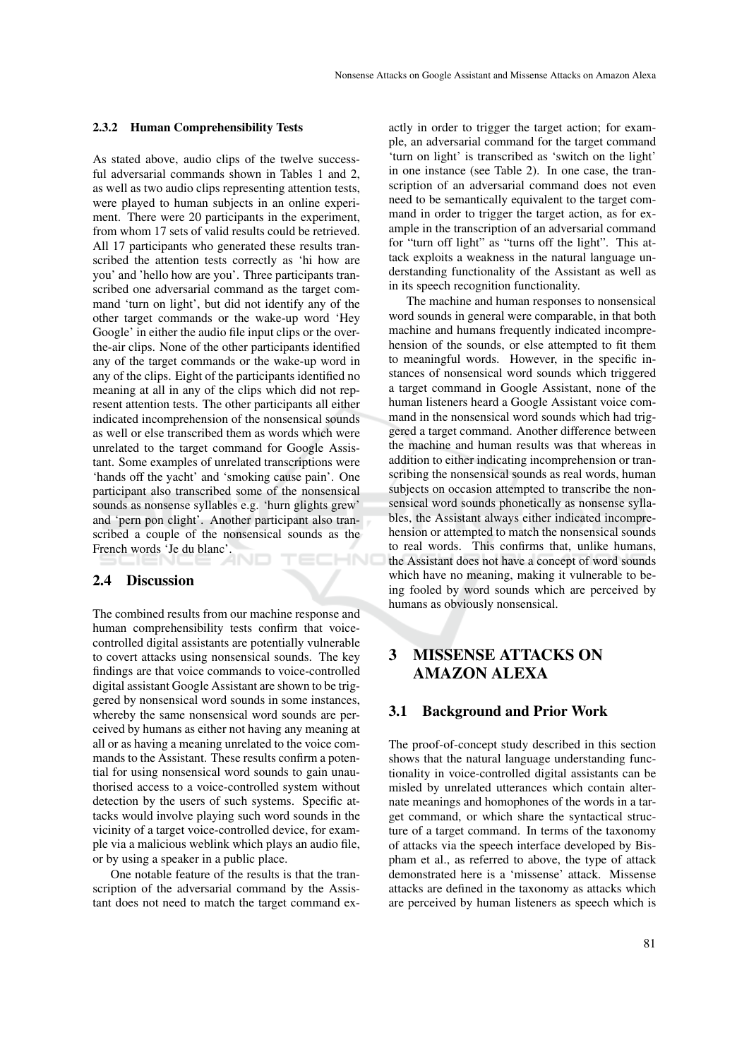#### 2.3.2 Human Comprehensibility Tests

As stated above, audio clips of the twelve successful adversarial commands shown in Tables 1 and 2, as well as two audio clips representing attention tests, were played to human subjects in an online experiment. There were 20 participants in the experiment, from whom 17 sets of valid results could be retrieved. All 17 participants who generated these results transcribed the attention tests correctly as 'hi how are you' and 'hello how are you'. Three participants transcribed one adversarial command as the target command 'turn on light', but did not identify any of the other target commands or the wake-up word 'Hey Google' in either the audio file input clips or the over-the-air clips. None of the other participants identified any of the target commands or the wake-up word in any of the clips. Eight of the participants identified no meaning at all in any of the clips which did not represent attention tests. The other participants all either indicated incomprehension of the nonsensical sounds as well or else transcribed them as words which were unrelated to the target command for Google Assistant. Some examples of unrelated transcriptions were 'hands off the yacht' and 'smoking cause pain'. One participant also transcribed some of the nonsensical sounds as nonsense syllables e.g. 'hurn glights grew' and 'pern pon clight'. Another participant also transcribed a couple of the nonsensical sounds as the French words 'Je du blanc'.

### 2.4 Discussion

The combined results from our machine response and human comprehensibility tests confirm that voice-controlled digital assistants are potentially vulnerable to covert attacks using nonsensical sounds. The key findings are that voice commands to voice-controlled digital assistant Google Assistant are shown to be triggered by nonsensical word sounds in some instances, whereby the same nonsensical word sounds are perceived by humans as either not having any meaning at all or as having a meaning unrelated to the voice commands to the Assistant. These results confirm a potential for using nonsensical word sounds to gain unauthorised access to a voice-controlled system without detection by the users of such systems. Specific attacks would involve playing such word sounds in the vicinity of a target voice-controlled device, for example via a malicious weblink which plays an audio file, or by using a speaker in a public place.

One notable feature of the results is that the transcription of the adversarial command by the Assistant does not need to match the target command exactly in order to trigger the target action; for example, an adversarial command for the target command 'turn on light' is transcribed as 'switch on the light' in one instance (see Table 2). In one case, the transcription of an adversarial command does not even need to be semantically equivalent to the target command in order to trigger the target action, as for example in the transcription of an adversarial command for "turn off light" as "turns off the light". This attack exploits a weakness in the natural language understanding functionality of the Assistant as well as in its speech recognition functionality.

The machine and human responses to nonsensical word sounds in general were comparable, in that both machine and humans frequently indicated incomprehension of the sounds, or else attempted to fit them to meaningful words. However, in the specific instances of nonsensical word sounds which triggered a target command in Google Assistant, none of the human listeners heard a Google Assistant voice command in the nonsensical word sounds which had triggered a target command. Another difference between the machine and human results was that whereas in addition to either indicating incomprehension or transcribing the nonsensical sounds as real words, human subjects on occasion attempted to transcribe the nonsensical word sounds phonetically as nonsense syllables, the Assistant always either indicated incomprehension or attempted to match the nonsensical sounds to real words. This confirms that, unlike humans, the Assistant does not have a concept of word sounds which have no meaning, making it vulnerable to being fooled by word sounds which are perceived by humans as obviously nonsensical.

## 3 MISSENSE ATTACKS ON AMAZON ALEXA

### 3.1 Background and Prior Work

The proof-of-concept study described in this section shows that the natural language understanding functionality in voice-controlled digital assistants can be misled by unrelated utterances which contain alternate meanings and homophones of the words in a target command, or which share the syntactical structure of a target command. In terms of the taxonomy of attacks via the speech interface developed by Bispham et al., as referred to above, the type of attack demonstrated here is a 'missense' attack. Missense attacks are defined in the taxonomy as attacks which are perceived by human listeners as speech which is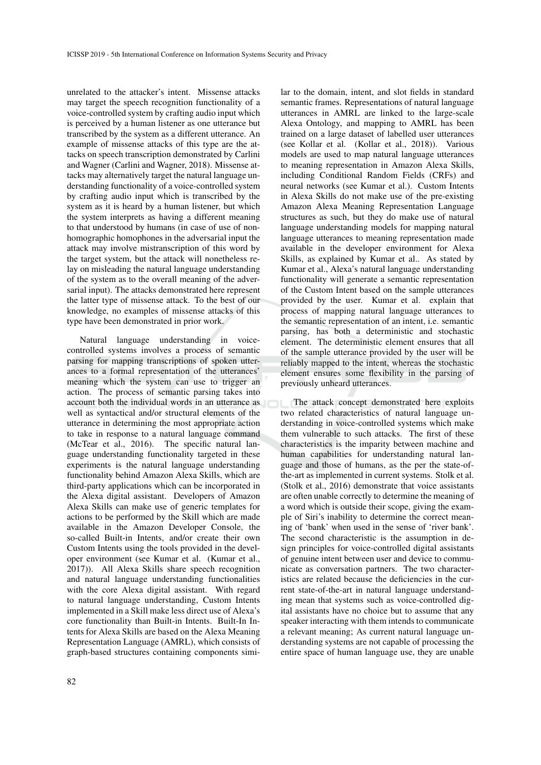unrelated to the attacker's intent. Missense attacks may target the speech recognition functionality of a voice-controlled system by crafting audio input which is perceived by a human listener as one utterance but transcribed by the system as a different utterance. An example of missense attacks of this type are the attacks on speech transcription demonstrated by Carlini and Wagner (Carlini and Wagner, 2018). Missense attacks may alternatively target the natural language understanding functionality of a voice-controlled system by crafting audio input which is transcribed by the system as it is heard by a human listener, but which the system interprets as having a different meaning to that understood by humans (in case of use of non-homographic homophones in the adversarial input the attack may involve mistranscription of this word by the target system, but the attack will nonetheless relay on misleading the natural language understanding of the system as to the overall meaning of the adversarial input). The attacks demonstrated here represent the latter type of missense attack. To the best of our knowledge, no examples of missense attacks of this type have been demonstrated in prior work.

Natural language understanding in voice-controlled systems involves a process of semantic parsing for mapping transcriptions of spoken utterances to a formal representation of the utterances' meaning which the system can use to trigger an action. The process of semantic parsing takes into account both the individual words in an utterance as well as syntactical and/or structural elements of the utterance in determining the most appropriate action to take in response to a natural language command (McTear et al., 2016). The specific natural language understanding functionality targeted in these experiments is the natural language understanding functionality behind Amazon Alexa Skills, which are third-party applications which can be incorporated in the Alexa digital assistant. Developers of Amazon Alexa Skills can make use of generic templates for actions to be performed by the Skill which are made available in the Amazon Developer Console, the so-called Built-in Intents, and/or create their own Custom Intents using the tools provided in the developer environment (see Kumar et al. (Kumar et al., 2017)). All Alexa Skills share speech recognition and natural language understanding functionalities with the core Alexa digital assistant. With regard to natural language understanding, Custom Intents implemented in a Skill make less direct use of Alexa's core functionality than Built-in Intents. Built-In Intents for Alexa Skills are based on the Alexa Meaning Representation Language (AMRL), which consists of graph-based structures containing components similar to the domain, intent, and slot fields in standard semantic frames. Representations of natural language utterances in AMRL are linked to the large-scale Alexa Ontology, and mapping to AMRL has been trained on a large dataset of labelled user utterances (see Kollar et al. (Kollar et al., 2018)). Various models are used to map natural language utterances to meaning representation in Amazon Alexa Skills, including Conditional Random Fields (CRFs) and neural networks (see Kumar et al.). Custom Intents in Alexa Skills do not make use of the pre-existing Amazon Alexa Meaning Representation Language structures as such, but they do make use of natural language understanding models for mapping natural language utterances to meaning representation made available in the developer environment for Alexa Skills, as explained by Kumar et al.. As stated by Kumar et al., Alexa's natural language understanding functionality will generate a semantic representation of the Custom Intent based on the sample utterances provided by the user. Kumar et al. explain that process of mapping natural language utterances to the semantic representation of an intent, i.e. semantic parsing, has both a deterministic and stochastic element. The deterministic element ensures that all of the sample utterance provided by the user will be reliably mapped to the intent, whereas the stochastic element ensures some flexibility in the parsing of previously unheard utterances.

The attack concept demonstrated here exploits two related characteristics of natural language understanding in voice-controlled systems which make them vulnerable to such attacks. The first of these characteristics is the imparity between machine and human capabilities for understanding natural language and those of humans, as the per the state-of-the-art as implemented in current systems. Stolk et al. (Stolk et al., 2016) demonstrate that voice assistants are often unable correctly to determine the meaning of a word which is outside their scope, giving the example of Siri's inability to determine the correct meaning of 'bank' when used in the sense of 'river bank'. The second characteristic is the assumption in design principles for voice-controlled digital assistants of genuine intent between user and device to communicate as conversation partners. The two characteristics are related because the deficiencies in the current state-of-the-art in natural language understanding mean that systems such as voice-controlled digital assistants have no choice but to assume that any speaker interacting with them intends to communicate a relevant meaning; As current natural language understanding systems are not capable of processing the entire space of human language use, they are unable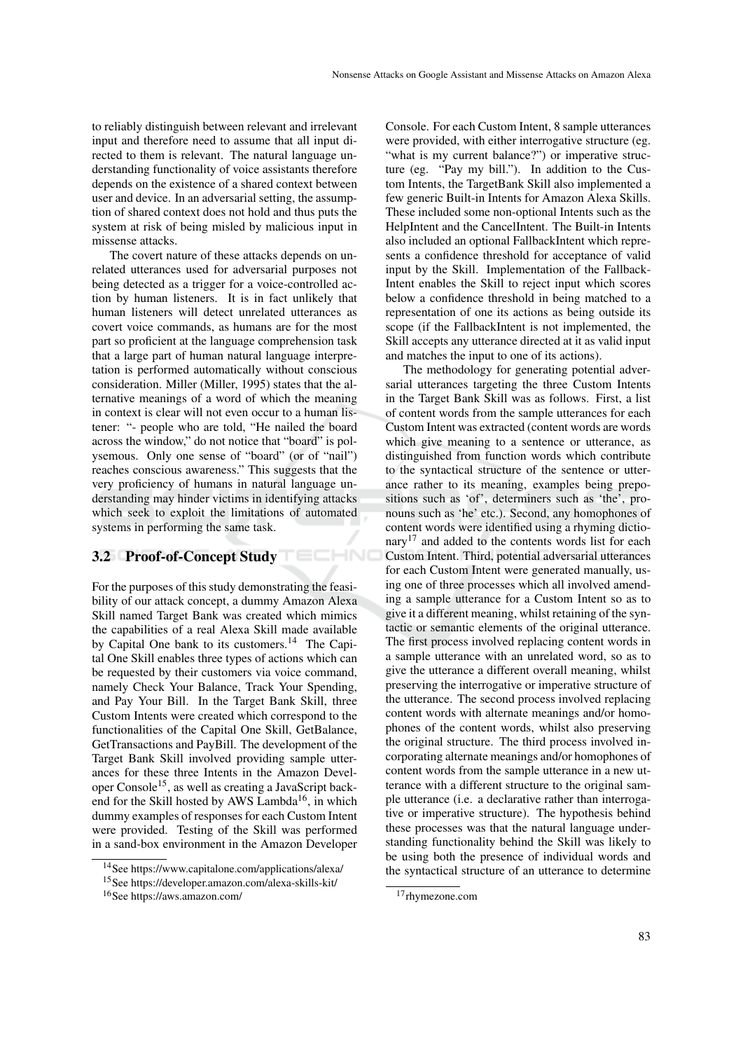to reliably distinguish between relevant and irrelevant input and therefore need to assume that all input directed to them is relevant. The natural language understanding functionality of voice assistants therefore depends on the existence of a shared context between user and device. In an adversarial setting, the assumption of shared context does not hold and thus puts the system at risk of being misled by malicious input in missense attacks.

The covert nature of these attacks depends on unrelated utterances used for adversarial purposes not being detected as a trigger for a voice-controlled action by human listeners. It is in fact unlikely that human listeners will detect unrelated utterances as covert voice commands, as humans are for the most part so proficient at the language comprehension task that a large part of human natural language interpretation is performed automatically without conscious consideration. Miller (Miller, 1995) states that the alternative meanings of a word of which the meaning in context is clear will not even occur to a human listener: "- people who are told, "He nailed the board across the window," do not notice that "board" is polysemous. Only one sense of "board" (or of "nail") reaches conscious awareness." This suggests that the very proficiency of humans in natural language understanding may hinder victims in identifying attacks which seek to exploit the limitations of automated systems in performing the same task.

### 3.2 Proof-of-Concept Study

For the purposes of this study demonstrating the feasibility of our attack concept, a dummy Amazon Alexa Skill named Target Bank was created which mimics the capabilities of a real Alexa Skill made available by Capital One bank to its customers.[14] The Capital One Skill enables three types of actions which can be requested by their customers via voice command, namely Check Your Balance, Track Your Spending, and Pay Your Bill. In the Target Bank Skill, three Custom Intents were created which correspond to the functionalities of the Capital One Skill, GetBalance, GetTransactions and PayBill. The development of the Target Bank Skill involved providing sample utterances for these three Intents in the Amazon Developer Console[15], as well as creating a JavaScript backend for the Skill hosted by AWS Lambda[16], in which dummy examples of responses for each Custom Intent were provided. Testing of the Skill was performed in a sand-box environment in the Amazon Developer Console. For each Custom Intent, 8 sample utterances were provided, with either interrogative structure (eg. "what is my current balance?") or imperative structure (eg. "Pay my bill."). In addition to the Custom Intents, the TargetBank Skill also implemented a few generic Built-in Intents for Amazon Alexa Skills. These included some non-optional Intents such as the HelpIntent and the CancelIntent. The Built-in Intents also included an optional FallbackIntent which represents a confidence threshold for acceptance of valid input by the Skill. Implementation of the FallbackIntent enables the Skill to reject input which scores below a confidence threshold in being matched to a representation of one its actions as being outside its scope (if the FallbackIntent is not implemented, the Skill accepts any utterance directed at it as valid input and matches the input to one of its actions).

The methodology for generating potential adversarial utterances targeting the three Custom Intents in the Target Bank Skill was as follows. First, a list of content words from the sample utterances for each Custom Intent was extracted (content words are words which give meaning to a sentence or utterance, as distinguished from function words which contribute to the syntactical structure of the sentence or utterance rather to its meaning, examples being prepositions such as 'of', determiners such as 'the', pronouns such as 'he' etc.). Second, any homophones of content words were identified using a rhyming dictionary[17] and added to the contents words list for each Custom Intent. Third, potential adversarial utterances for each Custom Intent were generated manually, using one of three processes which all involved amending a sample utterance for a Custom Intent so as to give it a different meaning, whilst retaining of the syntactic or semantic elements of the original utterance. The first process involved replacing content words in a sample utterance with an unrelated word, so as to give the utterance a different overall meaning, whilst preserving the interrogative or imperative structure of the utterance. The second process involved replacing content words with alternate meanings and/or homophones of the content words, whilst also preserving the original structure. The third process involved incorporating alternate meanings and/or homophones of content words from the sample utterance in a new utterance with a different structure to the original sample utterance (i.e. a declarative rather than interrogative or imperative structure). The hypothesis behind these processes was that the natural language understanding functionality behind the Skill was likely to be using both the presence of individual words and the syntactical structure of an utterance to determine

[14] See https://www.capitalone.com/applications/alexa/

[15] See https://developer.amazon.com/alexa-skills-kit/

[16] See https://aws.amazon.com/

[17] rhymezone.com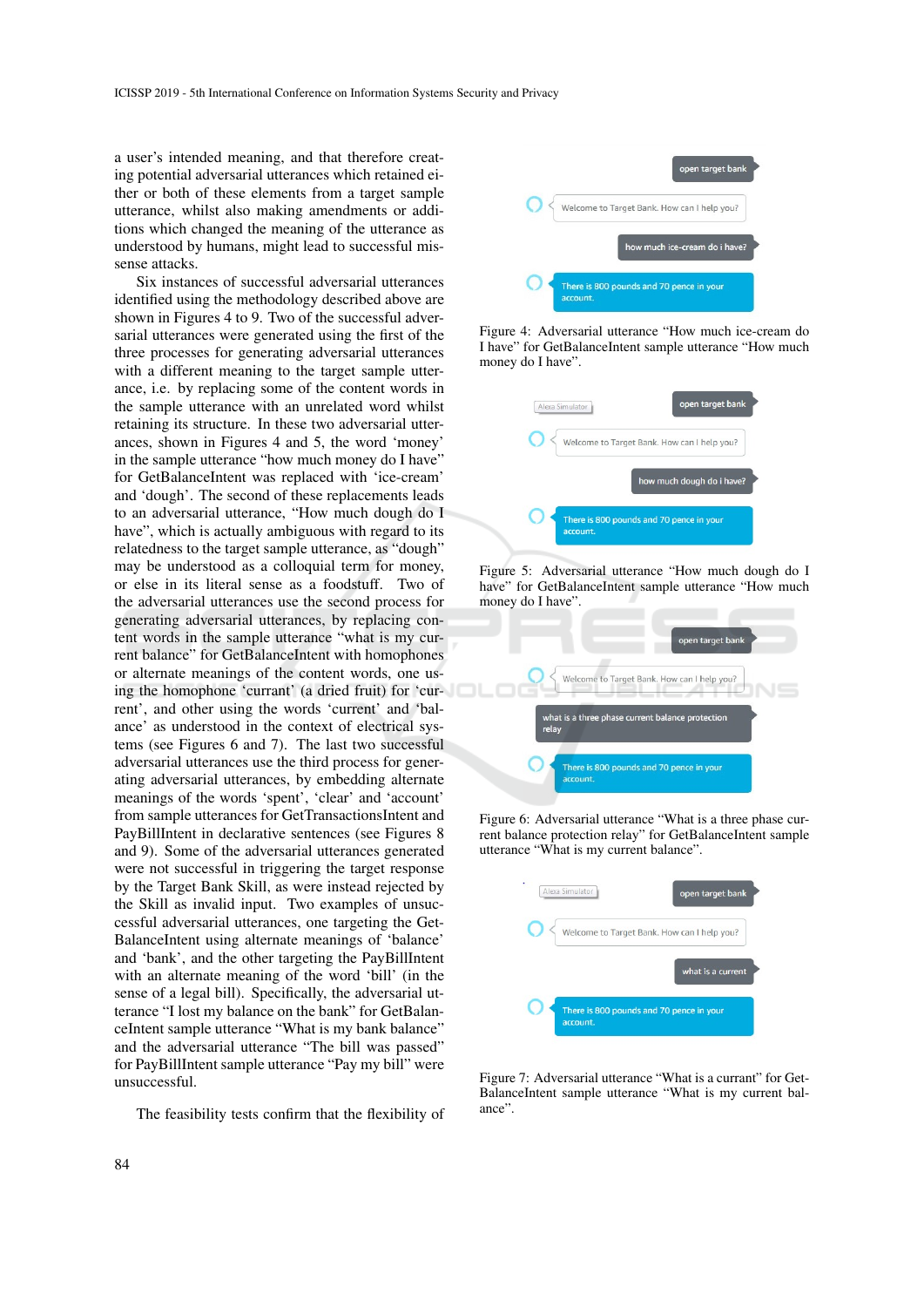a user's intended meaning, and that therefore creating potential adversarial utterances which retained either or both of these elements from a target sample utterance, whilst also making amendments or additions which changed the meaning of the utterance as understood by humans, might lead to successful missense attacks.

Six instances of successful adversarial utterances identified using the methodology described above are shown in Figures 4 to 9. Two of the successful adversarial utterances were generated using the first of the three processes for generating adversarial utterances with a different meaning to the target sample utterance, i.e. by replacing some of the content words in the sample utterance with an unrelated word whilst retaining its structure. In these two adversarial utterances, shown in Figures 4 and 5, the word 'money' in the sample utterance "how much money do I have" for GetBalanceIntent was replaced with 'ice-cream' and 'dough'. The second of these replacements leads to an adversarial utterance, "How much dough do I have", which is actually ambiguous with regard to its relatedness to the target sample utterance, as "dough" may be understood as a colloquial term for money, or else in its literal sense as a foodstuff. Two of the adversarial utterances use the second process for generating adversarial utterances, by replacing content words in the sample utterance "what is my current balance" for GetBalanceIntent with homophones or alternate meanings of the content words, one using the homophone 'currant' (a dried fruit) for 'current', and other using the words 'current' and 'balance' as understood in the context of electrical systems (see Figures 6 and 7). The last two successful adversarial utterances used the third process for generating adversarial utterances, by embedding alternate meanings of the words 'spent', 'clear' and 'account' from sample utterances for GetTransactionsIntent and PayBillIntent in declarative sentences (see Figures 8 and 9). Some of the adversarial utterances generated were not successful in triggering the target response by the Target Bank Skill, as were instead rejected by the Skill as invalid input. Two examples of unsuccessful adversarial utterances, one targeting the GetBalanceIntent using alternate meanings of 'balance' and 'bank', and the other targeting the PayBillIntent with an alternate meaning of the word 'bill' (in the sense of a legal bill). Specifically, the adversarial utterance "I lost my balance on the bank" for GetBalanceIntent sample utterance "What is my bank balance" and the adversarial utterance "The bill was passed" for PayBillIntent sample utterance "Pay my bill" were unsuccessful.

The feasibility tests confirm that the flexibility of

open target bank

Welcome to Target Bank. How can I help you?

how much ice-cream do i have?

There is 800 pounds and 70 pence in your account.

Figure 4: Adversarial utterance "How much ice-cream do I have" for GetBalanceIntent sample utterance "How much money do I have".

Alexa Simulator

open target bank

Welcome to Target Bank. How can I help you?

how much dough do i have?

There is 800 pounds and 70 pence in your account.

Figure 5: Adversarial utterance "How much dough do I have" for GetBalanceIntent sample utterance "How much money do I have".

open target bank

Welcome to Target Bank. How can I help you?

what is a three phase current balance protection relay

There is 800 pounds and 70 pence in your account.

Figure 6: Adversarial utterance "What is a three phase current balance protection relay" for GetBalanceIntent sample utterance "What is my current balance".

Alexa Simulator

open target bank

Welcome to Target Bank. How can I help you?

what is a current

There is 800 pounds and 70 pence in your account.

Figure 7: Adversarial utterance "What is a currant" for GetBalanceIntent sample utterance "What is my current balance".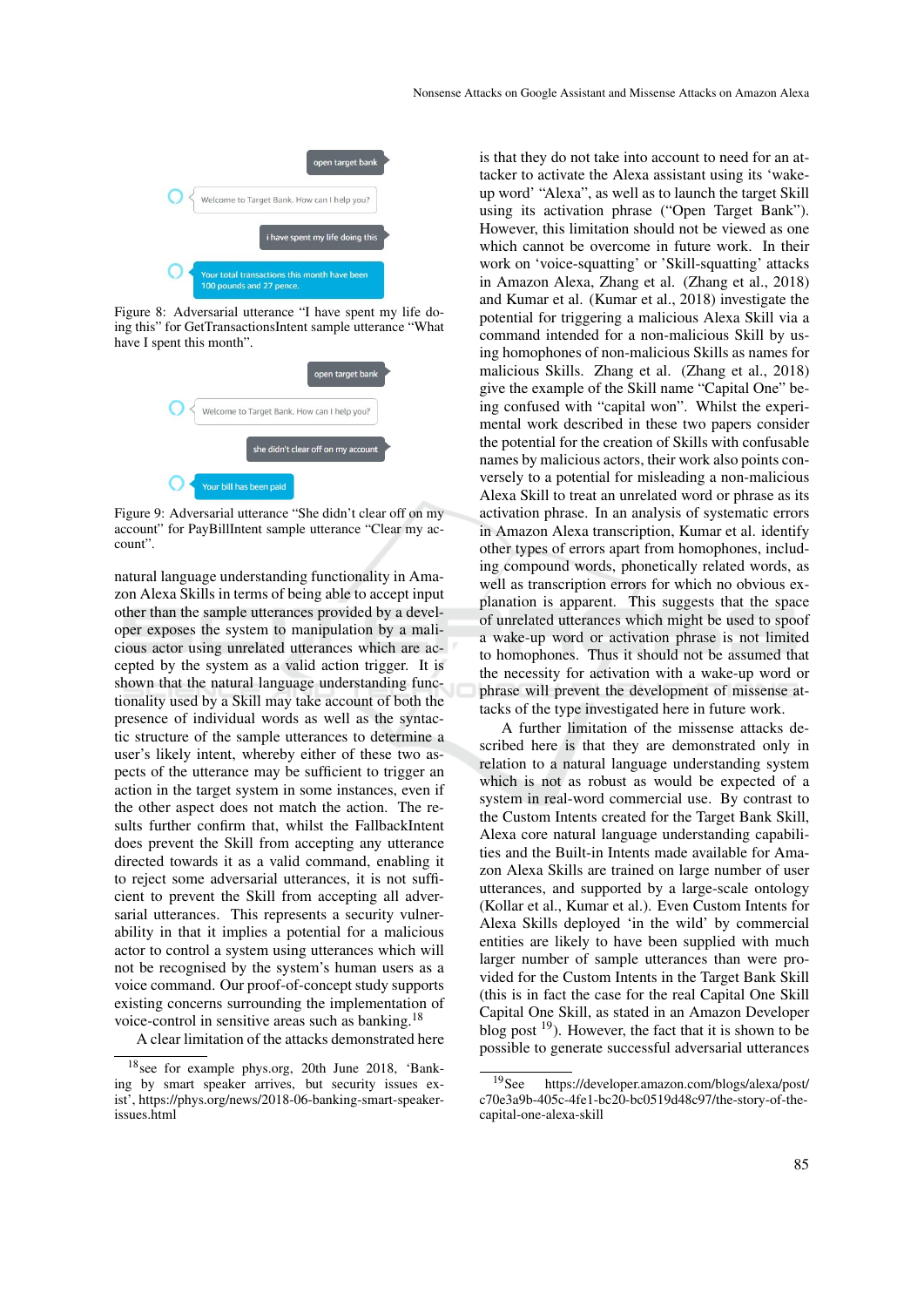Figure 8: Adversarial utterance "I have spent my life doing this" for GetTransactionsIntent sample utterance "What have I spent this month".

Figure 9: Adversarial utterance "She didn't clear off on my account" for PayBillIntent sample utterance "Clear my account".

natural language understanding functionality in Amazon Alexa Skills in terms of being able to accept input other than the sample utterances provided by a developer exposes the system to manipulation by a malicious actor using unrelated utterances which are accepted by the system as a valid action trigger. It is shown that the natural language understanding functionality used by a Skill may take account of both the presence of individual words as well as the syntactic structure of the sample utterances to determine a user's likely intent, whereby either of these two aspects of the utterance may be sufficient to trigger an action in the target system in some instances, even if the other aspect does not match the action. The results further confirm that, whilst the FallbackIntent does prevent the Skill from accepting any utterance directed towards it as a valid command, enabling it to reject some adversarial utterances, it is not sufficient to prevent the Skill from accepting all adversarial utterances. This represents a security vulnerability in that it implies a potential for a malicious actor to control a system using utterances which will not be recognised by the system's human users as a voice command. Our proof-of-concept study supports existing concerns surrounding the implementation of voice-control in sensitive areas such as banking.[18]

A clear limitation of the attacks demonstrated here is that they do not take into account to need for an attacker to activate the Alexa assistant using its 'wake-up word' "Alexa", as well as to launch the target Skill using its activation phrase ("Open Target Bank"). However, this limitation should not be viewed as one which cannot be overcome in future work. In their work on 'voice-squatting' or 'Skill-squatting' attacks in Amazon Alexa, Zhang et al. (Zhang et al., 2018) and Kumar et al. (Kumar et al., 2018) investigate the potential for triggering a malicious Alexa Skill via a command intended for a non-malicious Skill by using homophones of non-malicious Skills as names for malicious Skills. Zhang et al. (Zhang et al., 2018) give the example of the Skill name "Capital One" being confused with "capital won". Whilst the experimental work described in these two papers consider the potential for the creation of Skills with confusable names by malicious actors, their work also points conversely to a potential for misleading a non-malicious Alexa Skill to treat an unrelated word or phrase as its activation phrase. In an analysis of systematic errors in Amazon Alexa transcription, Kumar et al. identify other types of errors apart from homophones, including compound words, phonetically related words, as well as transcription errors for which no obvious explanation is apparent. This suggests that the space of unrelated utterances which might be used to spoof a wake-up word or activation phrase is not limited to homophones. Thus it should not be assumed that the necessity for activation with a wake-up word or phrase will prevent the development of missense attacks of the type investigated here in future work.

A further limitation of the missense attacks described here is that they are demonstrated only in relation to a natural language understanding system which is not as robust as would be expected of a system in real-word commercial use. By contrast to the Custom Intents created for the Target Bank Skill, Alexa core natural language understanding capabilities and the Built-in Intents made available for Amazon Alexa Skills are trained on large number of user utterances, and supported by a large-scale ontology (Kollar et al., Kumar et al.). Even Custom Intents for Alexa Skills deployed 'in the wild' by commercial entities are likely to have been supplied with much larger number of sample utterances than were provided for the Custom Intents in the Target Bank Skill (this is in fact the case for the real Capital One Skill Capital One Skill, as stated in an Amazon Developer blog post [19]). However, the fact that it is shown to be possible to generate successful adversarial utterances

[18] see for example phys.org, 20th June 2018, 'Banking by smart speaker arrives, but security issues exist', https://phys.org/news/2018-06-banking-smart-speaker-issues.html

[19] See https://developer.amazon.com/blogs/alexa/post/c70e3a9b-405c-4fe1-bc20-bc0519d48c97/the-story-of-the-capital-one-alexa-skill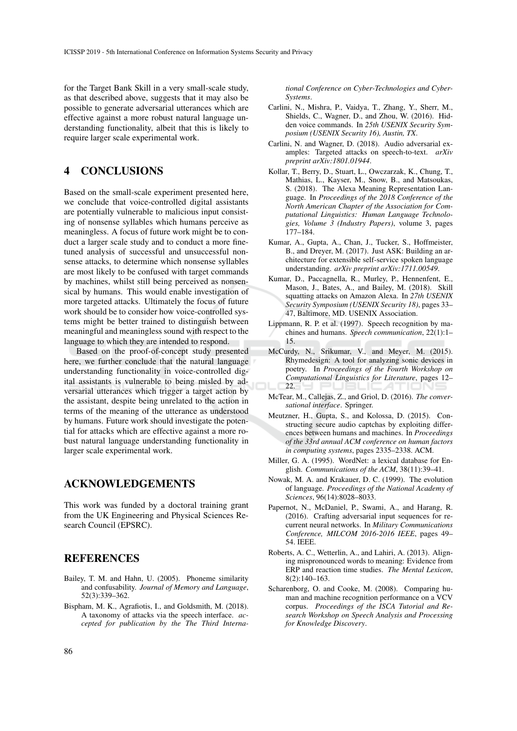for the Target Bank Skill in a very small-scale study, as that described above, suggests that it may also be possible to generate adversarial utterances which are effective against a more robust natural language understanding functionality, albeit that this is likely to require larger scale experimental work.

## 4 CONCLUSIONS

Based on the small-scale experiment presented here, we conclude that voice-controlled digital assistants are potentially vulnerable to malicious input consisting of nonsense syllables which humans perceive as meaningless. A focus of future work might be to conduct a larger scale study and to conduct a more fine-tuned analysis of successful and unsuccessful nonsense attacks, to determine which nonsense syllables are most likely to be confused with target commands by machines, whilst still being perceived as nonsensical by humans. This would enable investigation of more targeted attacks. Ultimately the focus of future work should be to consider how voice-controlled systems might be better trained to distinguish between meaningful and meaningless sound with respect to the language to which they are intended to respond.

Based on the proof-of-concept study presented here, we further conclude that the natural language understanding functionality in voice-controlled digital assistants is vulnerable to being misled by adversarial utterances which trigger a target action by the assistant, despite being unrelated to the action in terms of the meaning of the utterance as understood by humans. Future work should investigate the potential for attacks which are effective against a more robust natural language understanding functionality in larger scale experimental work.

## ACKNOWLEDGEMENTS

This work was funded by a doctoral training grant from the UK Engineering and Physical Sciences Research Council (EPSRC).

## REFERENCES

Bailey, T. M. and Hahn, U. (2005). Phoneme similarity and confusability. *Journal of Memory and Language*, 52(3):339–362.

Bispham, M. K., Agrafiotis, I., and Goldsmith, M. (2018). A taxonomy of attacks via the speech interface. *accepted for publication by the The Third International Conference on Cyber-Technologies and Cyber-Systems*.

Carlini, N., Mishra, P., Vaidya, T., Zhang, Y., Sherr, M., Shields, C., Wagner, D., and Zhou, W. (2016). Hidden voice commands. In *25th USENIX Security Symposium (USENIX Security 16), Austin, TX*.

Carlini, N. and Wagner, D. (2018). Audio adversarial examples: Targeted attacks on speech-to-text. *arXiv preprint arXiv:1801.01944*.

Kollar, T., Berry, D., Stuart, L., Owczarzak, K., Chung, T., Mathias, L., Kayser, M., Snow, B., and Matsoukas, S. (2018). The Alexa Meaning Representation Language. In *Proceedings of the 2018 Conference of the North American Chapter of the Association for Computational Linguistics: Human Language Technologies, Volume 3 (Industry Papers)*, volume 3, pages 177–184.

Kumar, A., Gupta, A., Chan, J., Tucker, S., Hoffmeister, B., and Dreyer, M. (2017). Just ASK: Building an architecture for extensible self-service spoken language understanding. *arXiv preprint arXiv:1711.00549*.

Kumar, D., Paccagnella, R., Murley, P., Hennenfent, E., Mason, J., Bates, A., and Bailey, M. (2018). Skill squatting attacks on Amazon Alexa. In *27th USENIX Security Symposium (USENIX Security 18)*, pages 33–47, Baltimore, MD. USENIX Association.

Lippmann, R. P. et al. (1997). Speech recognition by machines and humans. *Speech communication*, 22(1):1–15.

McCurdy, N., Srikumar, V., and Meyer, M. (2015). Rhymedesign: A tool for analyzing sonic devices in poetry. In *Proceedings of the Fourth Workshop on Computational Linguistics for Literature*, pages 12–22.

McTear, M., Callejas, Z., and Griol, D. (2016). *The conversational interface*. Springer.

Meutzner, H., Gupta, S., and Kolossa, D. (2015). Constructing secure audio captchas by exploiting differences between humans and machines. In *Proceedings of the 33rd annual ACM conference on human factors in computing systems*, pages 2335–2338. ACM.

Miller, G. A. (1995). WordNet: a lexical database for English. *Communications of the ACM*, 38(11):39–41.

Nowak, M. A. and Krakauer, D. C. (1999). The evolution of language. *Proceedings of the National Academy of Sciences*, 96(14):8028–8033.

Papernot, N., McDaniel, P., Swami, A., and Harang, R. (2016). Crafting adversarial input sequences for recurrent neural networks. In *Military Communications Conference, MILCOM 2016-2016 IEEE*, pages 49–54. IEEE.

Roberts, A. C., Wetterlin, A., and Lahiri, A. (2013). Aligning mispronounced words to meaning: Evidence from ERP and reaction time studies. *The Mental Lexicon*, 8(2):140–163.

Scharenborg, O. and Cooke, M. (2008). Comparing human and machine recognition performance on a VCV corpus. *Proceedings of the ISCA Tutorial and Research Workshop on Speech Analysis and Processing for Knowledge Discovery*.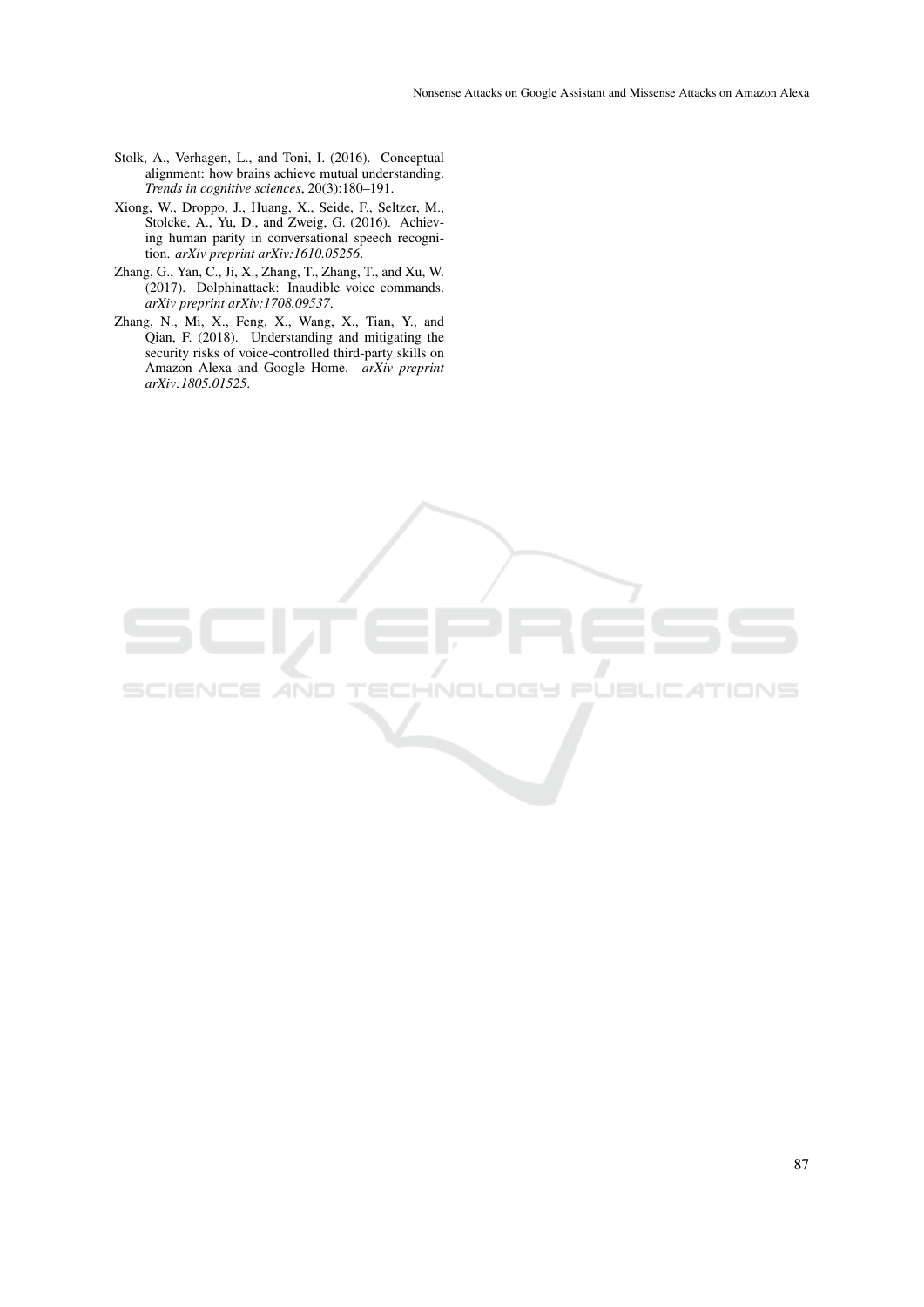Stolk, A., Verhagen, L., and Toni, I. (2016). Conceptual alignment: how brains achieve mutual understanding. *Trends in cognitive sciences*, 20(3):180–191.

Xiong, W., Droppo, J., Huang, X., Seide, F., Seltzer, M., Stolcke, A., Yu, D., and Zweig, G. (2016). Achieving human parity in conversational speech recognition. *arXiv preprint arXiv:1610.05256*.

Zhang, G., Yan, C., Ji, X., Zhang, T., Zhang, T., and Xu, W. (2017). Dolphinattack: Inaudible voice commands. *arXiv preprint arXiv:1708.09537*.

Zhang, N., Mi, X., Feng, X., Wang, X., Tian, Y., and Qian, F. (2018). Understanding and mitigating the security risks of voice-controlled third-party skills on Amazon Alexa and Google Home. *arXiv preprint arXiv:1805.01525*.